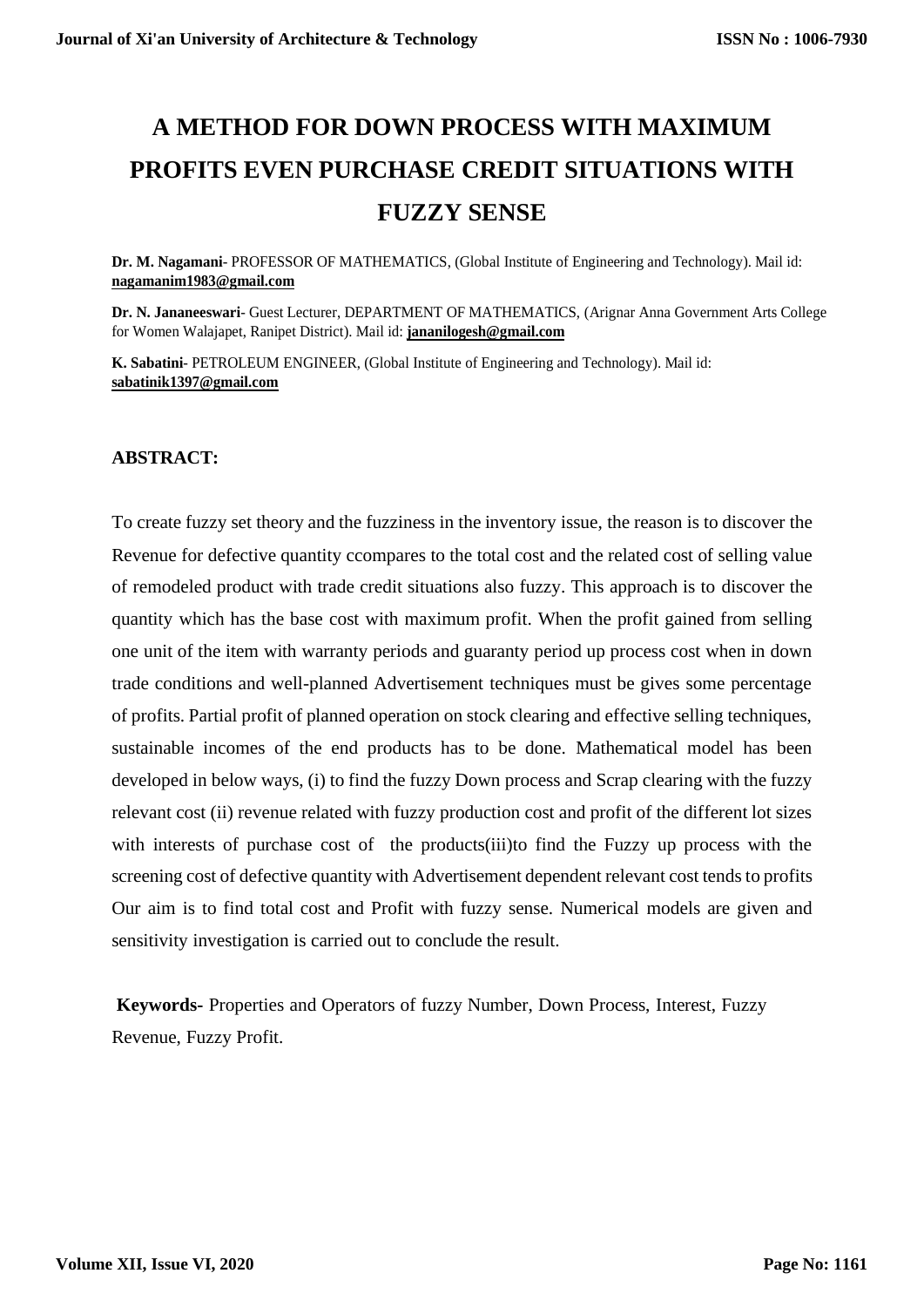# A METHOD FOR DOWN PROCESS WITH MAXIMUM PROFITS EVEN PURCHASE CREDIT SITUATIONS WITH FUZZY SENSE

**Dr. M. Nagamani**- PROFESSOR OF MATHEMATICS, (Global Institute of Engineering and Technology). Mail id: **nagamanim1983@gmail.com**

**Dr. N. Jananeeswari**- Guest Lecturer, DEPARTMENT OF MATHEMATICS, (Arignar Anna Government Arts College for Women Walajapet, Ranipet District). Mail id: **jananilogesh@gmail.com**

**K. Sabatini**- PETROLEUM ENGINEER, (Global Institute of Engineering and Technology). Mail id: **sabatinik1397@gmail.com**

## ABSTRACT:

To create fuzzy set theory and the fuzziness in the inventory issue, the reason is to discover the Revenue for defective quantity ccompares to the total cost and the related cost of selling value of remodeled product with trade credit situations also fuzzy. This approach is to discover the quantity which has the base cost with maximum profit. When the profit gained from selling one unit of the item with warranty periods and guaranty period up process cost when in down trade conditions and well-planned Advertisement techniques must be gives some percentage of profits. Partial profit of planned operation on stock clearing and effective selling techniques, sustainable incomes of the end products has to be done. Mathematical model has been developed in below ways, (i) to find the fuzzy Down process and Scrap clearing with the fuzzy relevant cost (ii) revenue related with fuzzy production cost and profit of the different lot sizes with interests of purchase cost of the products(iii)to find the Fuzzy up process with the screening cost of defective quantity with Advertisement dependent relevant cost tends to profits Our aim is to find total cost and Profit with fuzzy sense. Numerical models are given and sensitivity investigation is carried out to conclude the result.

**Keywords-** Properties and Operators of fuzzy Number, Down Process, Interest, Fuzzy Revenue, Fuzzy Profit.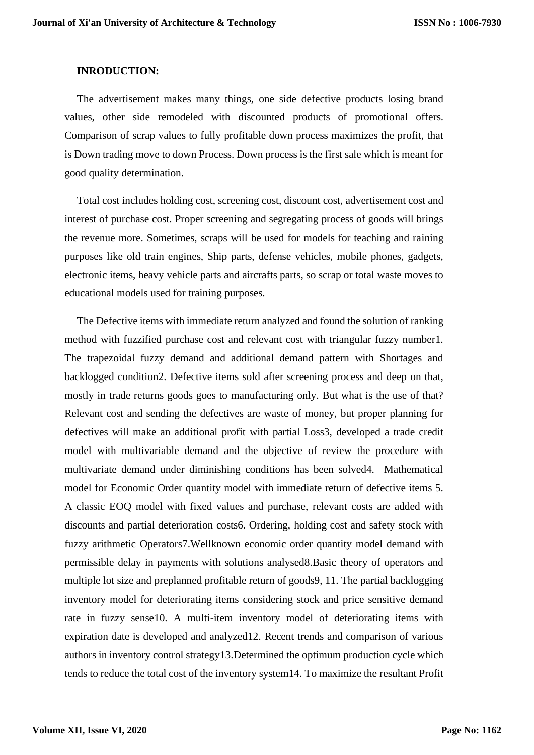**INRODUCTION:**

The advertisement makes many things, one side defective products losing brand values, other side remodeled with discounted products of promotional offers. Comparison of scrap values to fully profitable down process maximizes the profit, that is Down trading move to down Process. Down process is the first sale which is meant for good quality determination.

Total cost includes holding cost, screening cost, discount cost, advertisement cost and interest of purchase cost. Proper screening and segregating process of goods will brings the revenue more. Sometimes, scraps will be used for models for teaching and raining purposes like old train engines, Ship parts, defense vehicles, mobile phones, gadgets, electronic items, heavy vehicle parts and aircrafts parts, so scrap or total waste moves to educational models used for training purposes.

The Defective items with immediate return analyzed and found the solution of ranking method with fuzzified purchase cost and relevant cost with triangular fuzzy number[1]. The trapezoidal fuzzy demand and additional demand pattern with Shortages and backlogged condition[2]. Defective items sold after screening process and deep on that, mostly in trade returns goods goes to manufacturing only. But what is the use of that? Relevant cost and sending the defectives are waste of money, but proper planning for defectives will make an additional profit with partial Loss[3], developed a trade credit model with multivariable demand and the objective of review the procedure with multivariate demand under diminishing conditions has been solved[4]. Mathematical model for Economic Order quantity model with immediate return of defective items [5]. A classic EOQ model with fixed values and purchase, relevant costs are added with discounts and partial deterioration costs[6]. Ordering, holding cost and safety stock with fuzzy arithmetic Operators[7].Wellknown economic order quantity model demand with permissible delay in payments with solutions analysed[8].Basic theory of operators and multiple lot size and preplanned profitable return of goods[9, 11]. The partial backlogging inventory model for deteriorating items considering stock and price sensitive demand rate in fuzzy sense[10]. A multi-item inventory model of deteriorating items with expiration date is developed and analyzed[12]. Recent trends and comparison of various authors in inventory control strategy[13].Determined the optimum production cycle which tends to reduce the total cost of the inventory system[14]. To maximize the resultant Profit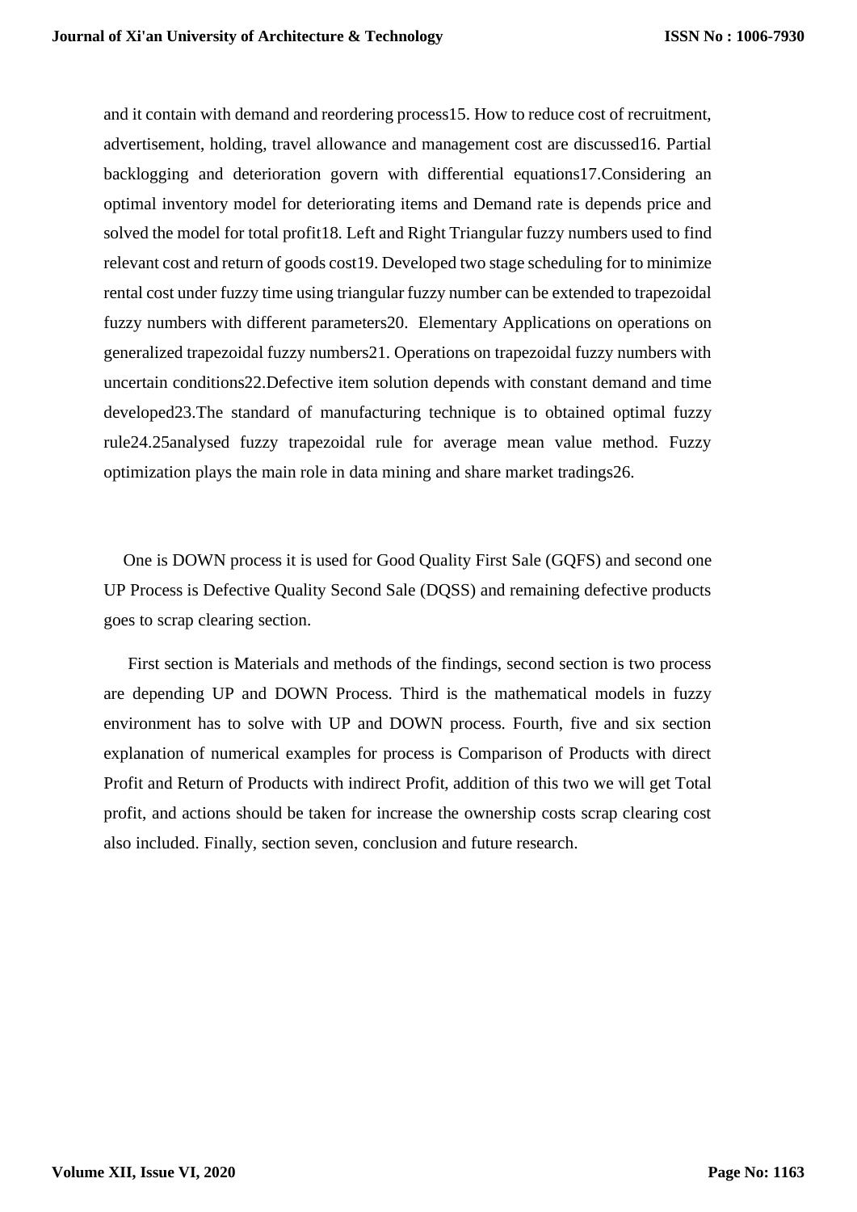and it contain with demand and reordering process[15]. How to reduce cost of recruitment, advertisement, holding, travel allowance and management cost are discussed[16]. Partial backlogging and deterioration govern with differential equations[17].Considering an optimal inventory model for deteriorating items and Demand rate is depends price and solved the model for total profit[18]. Left and Right Triangular fuzzy numbers used to find relevant cost and return of goods cost[19]. Developed two stage scheduling for to minimize rental cost under fuzzy time using triangular fuzzy number can be extended to trapezoidal fuzzy numbers with different parameters[20]. Elementary Applications on operations on generalized trapezoidal fuzzy numbers[21]. Operations on trapezoidal fuzzy numbers with uncertain conditions[22].Defective item solution depends with constant demand and time developed[23].The standard of manufacturing technique is to obtained optimal fuzzy rule[24].[25]analysed fuzzy trapezoidal rule for average mean value method. Fuzzy optimization plays the main role in data mining and share market tradings[26].

One is DOWN process it is used for Good Quality First Sale (GQFS) and second one UP Process is Defective Quality Second Sale (DQSS) and remaining defective products goes to scrap clearing section.

First section is Materials and methods of the findings, second section is two process are depending UP and DOWN Process. Third is the mathematical models in fuzzy environment has to solve with UP and DOWN process. Fourth, five and six section explanation of numerical examples for process is Comparison of Products with direct Profit and Return of Products with indirect Profit, addition of this two we will get Total profit, and actions should be taken for increase the ownership costs scrap clearing cost also included. Finally, section seven, conclusion and future research.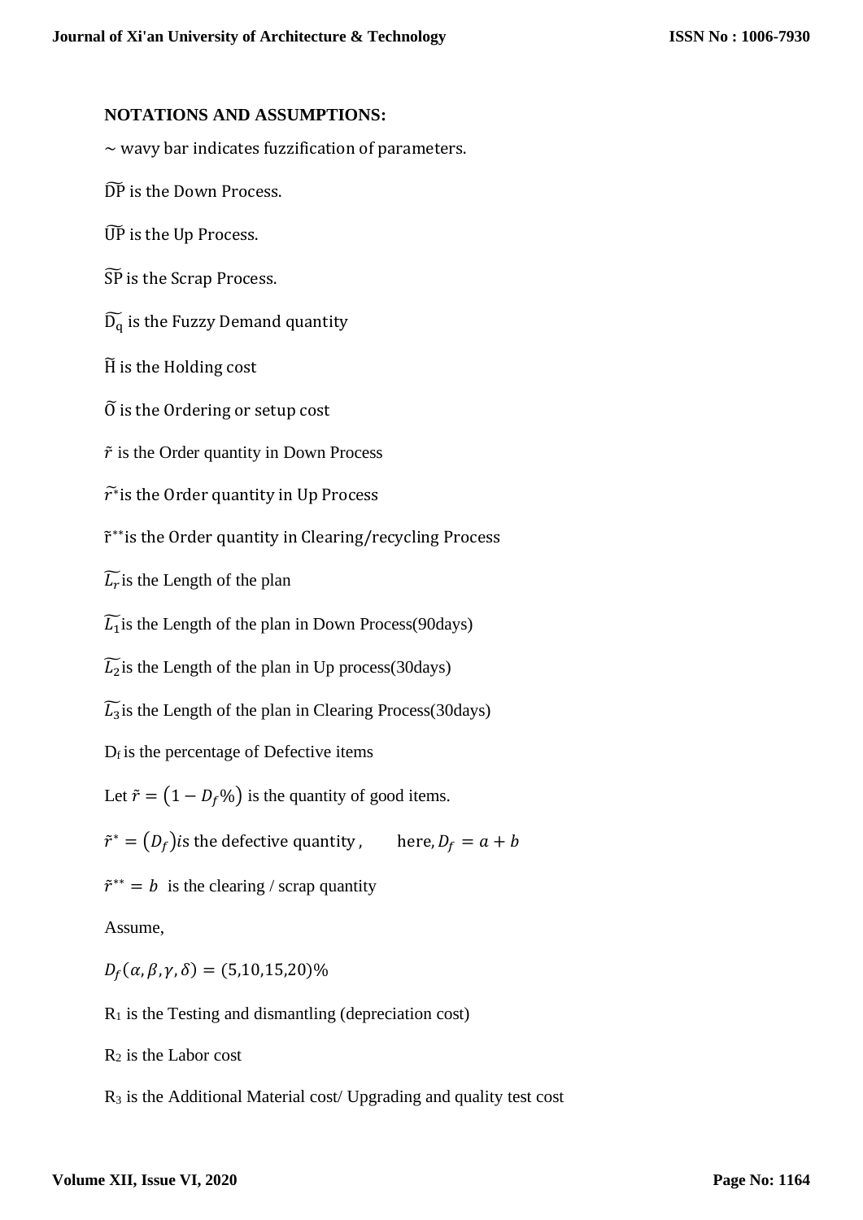**NOTATIONS AND ASSUMPTIONS:**

$\sim$ wavy bar indicates fuzzification of parameters.

$\widetilde{\mathrm{DP}}$ is the Down Process.

$\widetilde{\mathrm{UP}}$ is the Up Process.

$\widetilde{\mathrm{SP}}$ is the Scrap Process.

$\widetilde{\mathrm{D_q}}$ is the Fuzzy Demand quantity

$\widetilde{\mathrm{H}}$ is the Holding cost

$\widetilde{\mathrm{O}}$ is the Ordering or setup cost

$\tilde{r}$ is the Order quantity in Down Process

$\widetilde{r^*}$ is the Order quantity in Up Process

$\tilde{r}^{**}$ is the Order quantity in Clearing/recycling Process

$\widetilde{L_r}$ is the Length of the plan

$\widetilde{L_1}$ is the Length of the plan in Down Process(90days)

$\widetilde{L_2}$ is the Length of the plan in Up process(30days)

$\widetilde{L_3}$ is the Length of the plan in Clearing Process(30days)

$D_f$ is the percentage of Defective items

Let $\tilde{r} = (1 - D_f\%)$ is the quantity of good items.

$\tilde{r}^* = (D_f)$ *is* the defective quantity, here, $D_f = a + b$

$\tilde{r}^{**} = b$ is the clearing / scrap quantity

Assume,

$D_f(\alpha, \beta, \gamma, \delta) = (5,10,15,20)\%$

$R_1$ is the Testing and dismantling (depreciation cost)

$R_2$ is the Labor cost

$R_3$ is the Additional Material cost/ Upgrading and quality test cost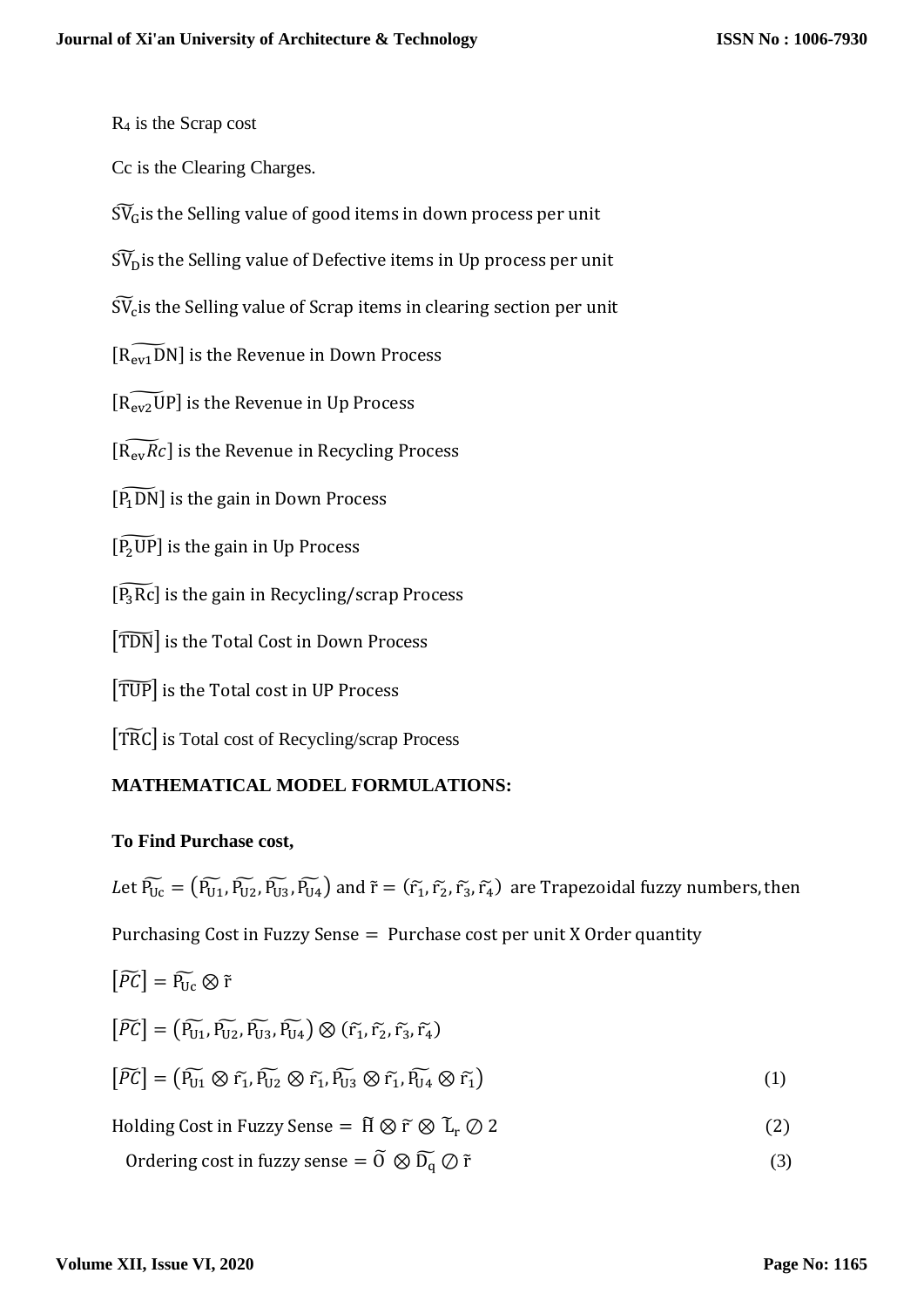$R_4$ is the Scrap cost

Cc is the Clearing Charges.

$\widetilde{SV_G}$ is the Selling value of good items in down process per unit

$\widetilde{SV_D}$ is the Selling value of Defective items in Up process per unit

$\widetilde{SV_c}$ is the Selling value of Scrap items in clearing section per unit

$[\widetilde{R_{ev1}DN}]$ is the Revenue in Down Process

$[\widetilde{R_{ev2}UP}]$ is the Revenue in Up Process

$[\widetilde{R_{ev}Rc}]$ is the Revenue in Recycling Process

$[\widetilde{P_1DN}]$ is the gain in Down Process

$[\widetilde{P_2UP}]$ is the gain in Up Process

$[\widetilde{P_3Rc}]$ is the gain in Recycling/scrap Process

$[\widetilde{TDN}]$ is the Total Cost in Down Process

$[\widetilde{TUP}]$ is the Total cost in UP Process

$[\widetilde{TRC}]$ is Total cost of Recycling/scrap Process

**MATHEMATICAL MODEL FORMULATIONS:**

**To Find Purchase cost,**

Let $\widetilde{P_{Uc}} = \left(\widetilde{P_{U1}}, \widetilde{P_{U2}}, \widetilde{P_{U3}}, \widetilde{P_{U4}}\right)$ and $\tilde{r} = (\tilde{r_1}, \tilde{r_2}, \tilde{r_3}, \tilde{r_4})$ are Trapezoidal fuzzy numbers, then

Purchasing Cost in Fuzzy Sense = Purchase cost per unit X Order quantity

$$[\widetilde{PC}] = \widetilde{P_{Uc}} \otimes \tilde{r}$$

$$[\widetilde{PC}] = \left(\widetilde{P_{U1}}, \widetilde{P_{U2}}, \widetilde{P_{U3}}, \widetilde{P_{U4}}\right) \otimes (\tilde{r_1}, \tilde{r_2}, \tilde{r_3}, \tilde{r_4})$$

$$[\widetilde{PC}] = \left(\widetilde{P_{U1}} \otimes \tilde{r_1}, \widetilde{P_{U2}} \otimes \tilde{r_1}, \widetilde{P_{U3}} \otimes \tilde{r_1}, \widetilde{P_{U4}} \otimes \tilde{r_1}\right) \quad (1)$$

$$\text{Holding Cost in Fuzzy Sense} = \tilde{H} \otimes \tilde{r} \otimes \tilde{L_r} \oslash 2 \quad (2)$$

$$\text{Ordering cost in fuzzy sense} = \tilde{O} \otimes \widetilde{D_q} \oslash \tilde{r} \quad (3)$$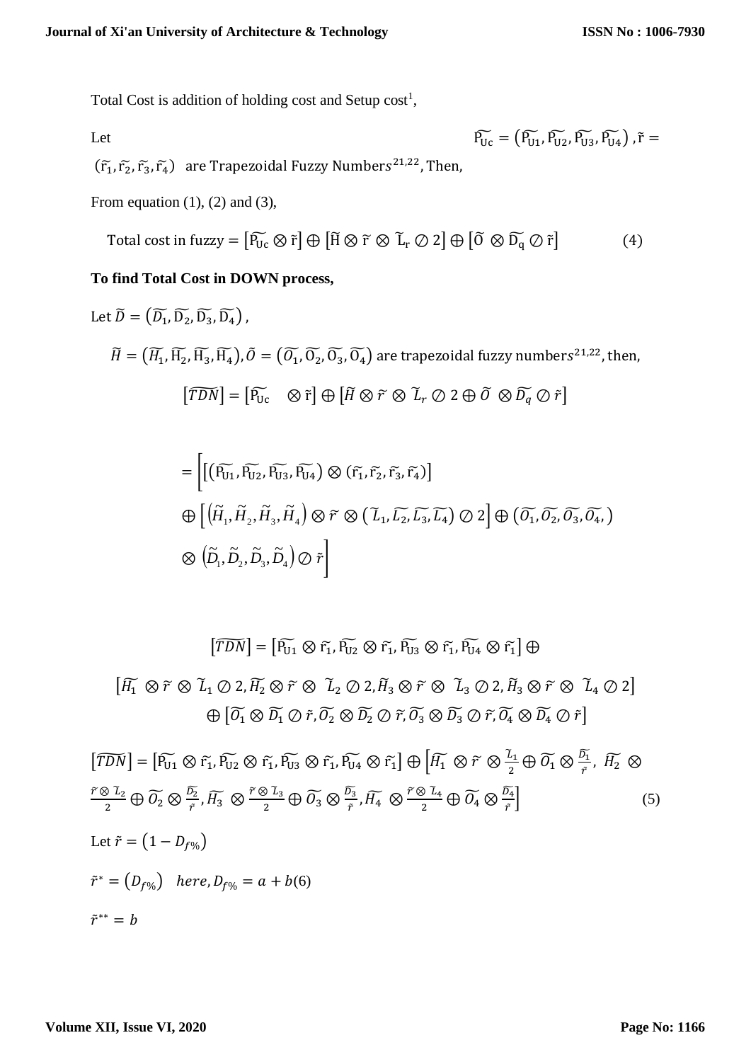Total Cost is addition of holding cost and Setup cost[1],

Let $\widetilde{P_{Uc}} = \left(\widetilde{P_{U1}}, \widetilde{P_{U2}}, \widetilde{P_{U3}}, \widetilde{P_{U4}}\right), \tilde{r} = (\widetilde{r_1}, \widetilde{r_2}, \widetilde{r_3}, \widetilde{r_4})$ are Trapezoidal Fuzzy Numbers[21,22], Then,

From equation (1), (2) and (3),

$$\text{Total cost in fuzzy} = \left[\widetilde{P_{Uc}} \otimes \tilde{r}\right] \oplus \left[\tilde{H} \otimes \tilde{r} \otimes \tilde{L}_r \oslash 2\right] \oplus \left[\tilde{O} \otimes \widetilde{D_q} \oslash \tilde{r}\right] \tag{4}$$

**To find Total Cost in DOWN process,**

Let $\tilde{D} = \left(\widetilde{D_1}, \widetilde{D_2}, \widetilde{D_3}, \widetilde{D_4}\right)$,

$\tilde{H} = \left(\widetilde{H_1}, \widetilde{H_2}, \widetilde{H_3}, \widetilde{H_4}\right), \tilde{O} = \left(\widetilde{O_1}, \widetilde{O_2}, \widetilde{O_3}, \widetilde{O_4}\right)$ are trapezoidal fuzzy numbers[21,22], then,

$$\left[\widetilde{TDN}\right] = \left[\widetilde{P_{Uc}} \otimes \tilde{r}\right] \oplus \left[\tilde{H} \otimes \tilde{r} \otimes \tilde{L}_r \oslash 2 \oplus \tilde{O} \otimes \widetilde{D_q} \oslash \tilde{r}\right]$$

$$= \Big[\left[\left(\widetilde{P_{U1}}, \widetilde{P_{U2}}, \widetilde{P_{U3}}, \widetilde{P_{U4}}\right) \otimes (\widetilde{r_1}, \widetilde{r_2}, \widetilde{r_3}, \widetilde{r_4})\right] \oplus \left[\left(\tilde{H}_1, \tilde{H}_2, \tilde{H}_3, \tilde{H}_4\right) \otimes \tilde{r} \otimes \left(\tilde{L}_1, \widetilde{L_2}, \widetilde{L_3}, \widetilde{L_4}\right) \oslash 2\right] \oplus \left(\widetilde{O_1}, \widetilde{O_2}, \widetilde{O_3}, \widetilde{O_4},\right) \otimes \left(\tilde{D}_1, \tilde{D}_2, \tilde{D}_3, \tilde{D}_4\right) \oslash \tilde{r}\Big]$$

$$\left[\widetilde{TDN}\right] = \left[\widetilde{P_{U1}} \otimes \widetilde{r_1}, \widetilde{P_{U2}} \otimes \widetilde{r_1}, \widetilde{P_{U3}} \otimes \widetilde{r_1}, \widetilde{P_{U4}} \otimes \widetilde{r_1}\right] \oplus \left[\widetilde{H_1} \otimes \tilde{r} \otimes \tilde{L}_1 \oslash 2, \widetilde{H_2} \otimes \tilde{r} \otimes \tilde{L}_2 \oslash 2, \tilde{H}_3 \otimes \tilde{r} \otimes \tilde{L}_3 \oslash 2, \tilde{H}_3 \otimes \tilde{r} \otimes \tilde{L}_4 \oslash 2\right] \oplus \left[\widetilde{O_1} \otimes \widetilde{D_1} \oslash \tilde{r}, \widetilde{O_2} \otimes \widetilde{D_2} \oslash \tilde{r}, \widetilde{O_3} \otimes \widetilde{D_3} \oslash \tilde{r}, \widetilde{O_4} \otimes \widetilde{D_4} \oslash \tilde{r}\right]$$

$$\left[\widetilde{TDN}\right] = \left[\widetilde{P_{U1}} \otimes \widetilde{r_1}, \widetilde{P_{U2}} \otimes \widetilde{r_1}, \widetilde{P_{U3}} \otimes \widetilde{r_1}, \widetilde{P_{U4}} \otimes \widetilde{r_1}\right] \oplus \left[\widetilde{H_1} \otimes \tilde{r} \otimes \frac{\tilde{L}_1}{2} \oplus \widetilde{O_1} \otimes \frac{\widetilde{D_1}}{\tilde{r}},\ \widetilde{H_2} \otimes \frac{\tilde{r} \otimes \tilde{L}_2}{2} \oplus \widetilde{O_2} \otimes \frac{\widetilde{D_2}}{\tilde{r}}, \widetilde{H_3} \otimes \frac{\tilde{r} \otimes \tilde{L}_3}{2} \oplus \widetilde{O_3} \otimes \frac{\widetilde{D_3}}{\tilde{r}}, \widetilde{H_4} \otimes \frac{\tilde{r} \otimes \tilde{L}_4}{2} \oplus \widetilde{O_4} \otimes \frac{\widetilde{D_4}}{\tilde{r}}\right] \tag{5}$$

Let $\tilde{r} = \left(1 - D_{f\%}\right)$

$\tilde{r}^{*} = \left(D_{f\%}\right) \quad here, D_{f\%} = a + b(6)$

$\tilde{r}^{**} = b$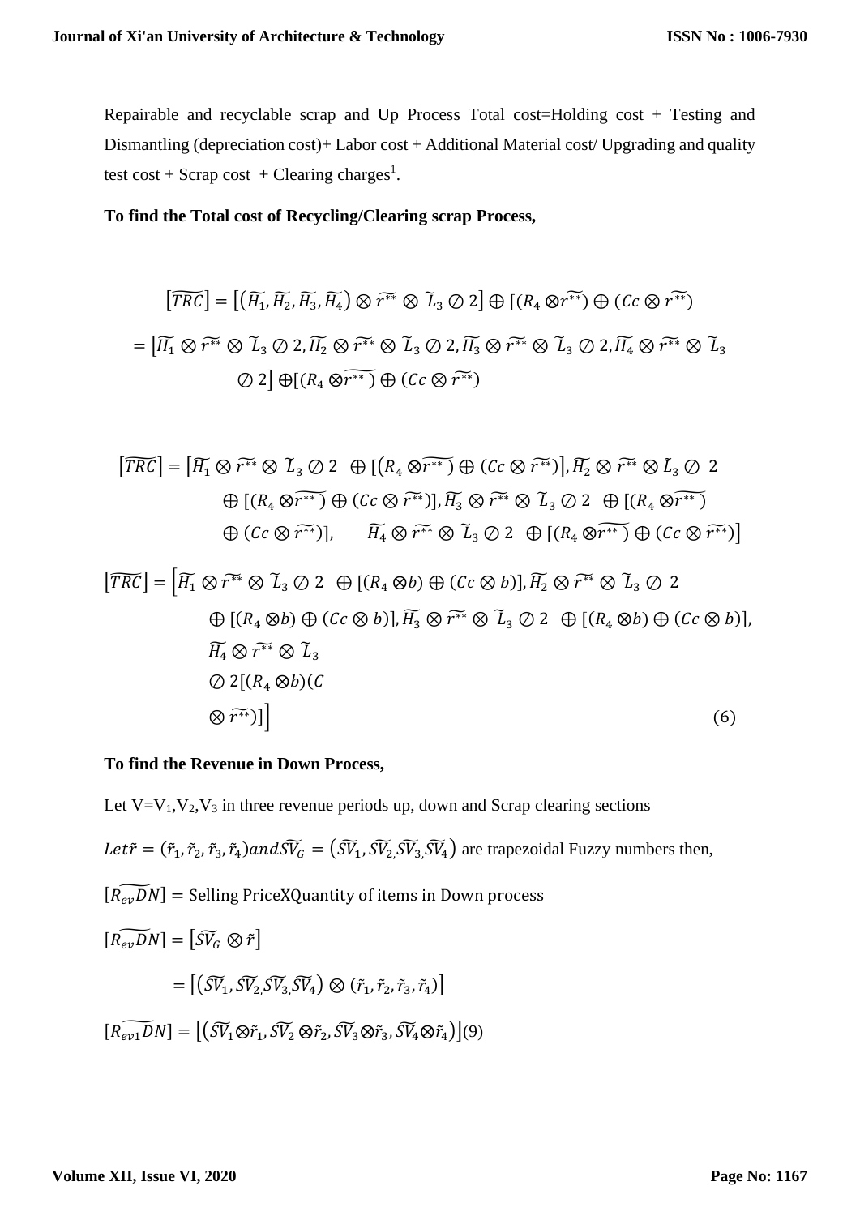Repairable and recyclable scrap and Up Process Total cost=Holding cost + Testing and Dismantling (depreciation cost)+ Labor cost + Additional Material cost/ Upgrading and quality test cost + Scrap cost + Clearing charges[1].

**To find the Total cost of Recycling/Clearing scrap Process,**

$$[\widetilde{TRC}] = \left[(\widetilde{H_1}, \widetilde{H_2}, \widetilde{H_3}, \widetilde{H_4}) \otimes \widetilde{r^{**}} \otimes \widetilde{L}_3 \oslash 2\right] \oplus [(R_4 \otimes \widetilde{r^{**}}) \oplus (Cc \otimes \widetilde{r^{**}})$$

$$= \left[\widetilde{H_1} \otimes \widetilde{r^{**}} \otimes \widetilde{L}_3 \oslash 2, \widetilde{H_2} \otimes \widetilde{r^{**}} \otimes \widetilde{L}_3 \oslash 2, \widetilde{H_3} \otimes \widetilde{r^{**}} \otimes \widetilde{L}_3 \oslash 2, \widetilde{H_4} \otimes \widetilde{r^{**}} \otimes \widetilde{L}_3 \oslash 2\right] \oplus [(R_4 \otimes \widetilde{r^{**}}) \oplus (Cc \otimes \widetilde{r^{**}})$$

$$[\widetilde{TRC}] = \left[\widetilde{H_1} \otimes \widetilde{r^{**}} \otimes \widetilde{L}_3 \oslash 2 \oplus [(R_4 \otimes \widetilde{r^{**}}) \oplus (Cc \otimes \widetilde{r^{**}})], \widetilde{H_2} \otimes \widetilde{r^{**}} \otimes \widetilde{L}_3 \oslash 2 \oplus [(R_4 \otimes \widetilde{r^{**}}) \oplus (Cc \otimes \widetilde{r^{**}})], \widetilde{H_3} \otimes \widetilde{r^{**}} \otimes \widetilde{L}_3 \oslash 2 \oplus [(R_4 \otimes \widetilde{r^{**}}) \oplus (Cc \otimes \widetilde{r^{**}})], \quad \widetilde{H_4} \otimes \widetilde{r^{**}} \otimes \widetilde{L}_3 \oslash 2 \oplus [(R_4 \otimes \widetilde{r^{**}}) \oplus (Cc \otimes \widetilde{r^{**}})]\right]$$

$$[\widetilde{TRC}] = \left[\widetilde{H_1} \otimes \widetilde{r^{**}} \otimes \widetilde{L}_3 \oslash 2 \oplus [(R_4 \otimes b) \oplus (Cc \otimes b)], \widetilde{H_2} \otimes \widetilde{r^{**}} \otimes \widetilde{L}_3 \oslash 2 \oplus [(R_4 \otimes b) \oplus (Cc \otimes b)], \widetilde{H_3} \otimes \widetilde{r^{**}} \otimes \widetilde{L}_3 \oslash 2 \oplus [(R_4 \otimes b) \oplus (Cc \otimes b)], \widetilde{H_4} \otimes \widetilde{r^{**}} \otimes \widetilde{L}_3 \oslash 2[(R_4 \otimes b)(C \otimes \widetilde{r^{**}})]\right] \quad (6)$$

**To find the Revenue in Down Process,**

Let $V = V_1, V_2, V_3$ in three revenue periods up, down and Scrap clearing sections

Let $\tilde{r} = (\tilde{r}_1, \tilde{r}_2, \tilde{r}_3, \tilde{r}_4)$ and $\widetilde{SV_G} = (\widetilde{SV_1}, \widetilde{SV_2}, \widetilde{SV_3}, \widetilde{SV_4})$ are trapezoidal Fuzzy numbers then,

$[\widetilde{R_{ev}DN}] =$ Selling PriceXQuantity of items in Down process

$[\widetilde{R_{ev}DN}] = [\widetilde{SV_G} \otimes \tilde{r}]$

$= [(\widetilde{SV_1}, \widetilde{SV_2}, \widetilde{SV_3}, \widetilde{SV_4}) \otimes (\tilde{r}_1, \tilde{r}_2, \tilde{r}_3, \tilde{r}_4)]$

$[\widetilde{R_{ev1}DN}] = [(\widetilde{SV_1} \otimes \tilde{r}_1, \widetilde{SV_2} \otimes \tilde{r}_2, \widetilde{SV_3} \otimes \tilde{r}_3, \widetilde{SV_4} \otimes \tilde{r}_4)]$(9)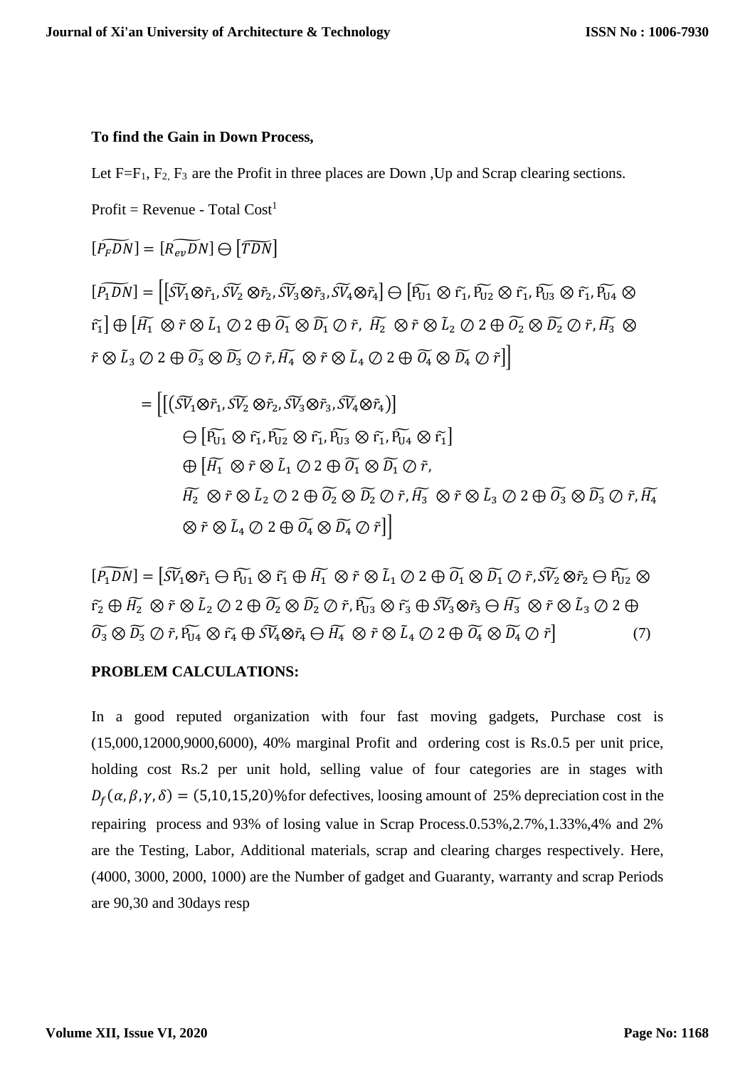**To find the Gain in Down Process,**

Let $F=F_1, F_2, F_3$ are the Profit in three places are Down ,Up and Scrap clearing sections.

Profit = Revenue - Total Cost[1]

$$[\widetilde{P_F DN}] = [\widetilde{R_{ev} DN}] \ominus [\widetilde{TDN}]$$

$$[\widetilde{P_1 DN}] = \left[ [\widetilde{SV_1} \otimes \tilde{r}_1, \widetilde{SV_2} \otimes \tilde{r}_2, \widetilde{SV_3} \otimes \tilde{r}_3, \widetilde{SV_4} \otimes \tilde{r}_4] \ominus [\widetilde{P_{U1}} \otimes \tilde{r}_1, \widetilde{P_{U2}} \otimes \tilde{r}_1, \widetilde{P_{U3}} \otimes \tilde{r}_1, \widetilde{P_{U4}} \otimes \tilde{r}_1] \oplus [\widetilde{H_1} \otimes \tilde{r} \otimes \tilde{L}_1 \oslash 2 \oplus \widetilde{O_1} \otimes \widetilde{D_1} \oslash \tilde{r}, \widetilde{H_2} \otimes \tilde{r} \otimes \tilde{L}_2 \oslash 2 \oplus \widetilde{O_2} \otimes \widetilde{D_2} \oslash \tilde{r}, \widetilde{H_3} \otimes \tilde{r} \otimes \tilde{L}_3 \oslash 2 \oplus \widetilde{O_3} \otimes \widetilde{D_3} \oslash \tilde{r}, \widetilde{H_4} \otimes \tilde{r} \otimes \tilde{L}_4 \oslash 2 \oplus \widetilde{O_4} \otimes \widetilde{D_4} \oslash \tilde{r}] \right]$$

$$= \left[ [(\widetilde{SV_1} \otimes \tilde{r}_1, \widetilde{SV_2} \otimes \tilde{r}_2, \widetilde{SV_3} \otimes \tilde{r}_3, \widetilde{SV_4} \otimes \tilde{r}_4)] \ominus [\widetilde{P_{U1}} \otimes \tilde{r}_1, \widetilde{P_{U2}} \otimes \tilde{r}_1, \widetilde{P_{U3}} \otimes \tilde{r}_1, \widetilde{P_{U4}} \otimes \tilde{r}_1] \oplus [\widetilde{H_1} \otimes \tilde{r} \otimes \tilde{L}_1 \oslash 2 \oplus \widetilde{O_1} \otimes \widetilde{D_1} \oslash \tilde{r}, \widetilde{H_2} \otimes \tilde{r} \otimes \tilde{L}_2 \oslash 2 \oplus \widetilde{O_2} \otimes \widetilde{D_2} \oslash \tilde{r}, \widetilde{H_3} \otimes \tilde{r} \otimes \tilde{L}_3 \oslash 2 \oplus \widetilde{O_3} \otimes \widetilde{D_3} \oslash \tilde{r}, \widetilde{H_4} \otimes \tilde{r} \otimes \tilde{L}_4 \oslash 2 \oplus \widetilde{O_4} \otimes \widetilde{D_4} \oslash \tilde{r}] \right]$$

$$[\widetilde{P_1 DN}] = [\widetilde{SV_1} \otimes \tilde{r}_1 \ominus \widetilde{P_{U1}} \otimes \tilde{r}_1 \oplus \widetilde{H_1} \otimes \tilde{r} \otimes \tilde{L}_1 \oslash 2 \oplus \widetilde{O_1} \otimes \widetilde{D_1} \oslash \tilde{r}, \widetilde{SV_2} \otimes \tilde{r}_2 \ominus \widetilde{P_{U2}} \otimes \tilde{r}_2 \oplus \widetilde{H_2} \otimes \tilde{r} \otimes \tilde{L}_2 \oslash 2 \oplus \widetilde{O_2} \otimes \widetilde{D_2} \oslash \tilde{r}, \widetilde{P_{U3}} \otimes \tilde{r}_3 \oplus \widetilde{SV_3} \otimes \tilde{r}_3 \ominus \widetilde{H_3} \otimes \tilde{r} \otimes \tilde{L}_3 \oslash 2 \oplus \widetilde{O_3} \otimes \widetilde{D_3} \oslash \tilde{r}, \widetilde{P_{U4}} \otimes \tilde{r}_4 \oplus \widetilde{SV_4} \otimes \tilde{r}_4 \ominus \widetilde{H_4} \otimes \tilde{r} \otimes \tilde{L}_4 \oslash 2 \oplus \widetilde{O_4} \otimes \widetilde{D_4} \oslash \tilde{r}] \quad (7)$$

**PROBLEM CALCULATIONS:**

In a good reputed organization with four fast moving gadgets, Purchase cost is (15,000,12000,9000,6000), 40% marginal Profit and ordering cost is Rs.0.5 per unit price, holding cost Rs.2 per unit hold, selling value of four categories are in stages with $D_f(\alpha, \beta, \gamma, \delta) = (5,10,15,20)$%for defectives, loosing amount of 25% depreciation cost in the repairing process and 93% of losing value in Scrap Process.0.53%,2.7%,1.33%,4% and 2% are the Testing, Labor, Additional materials, scrap and clearing charges respectively. Here, (4000, 3000, 2000, 1000) are the Number of gadget and Guaranty, warranty and scrap Periods are 90,30 and 30days resp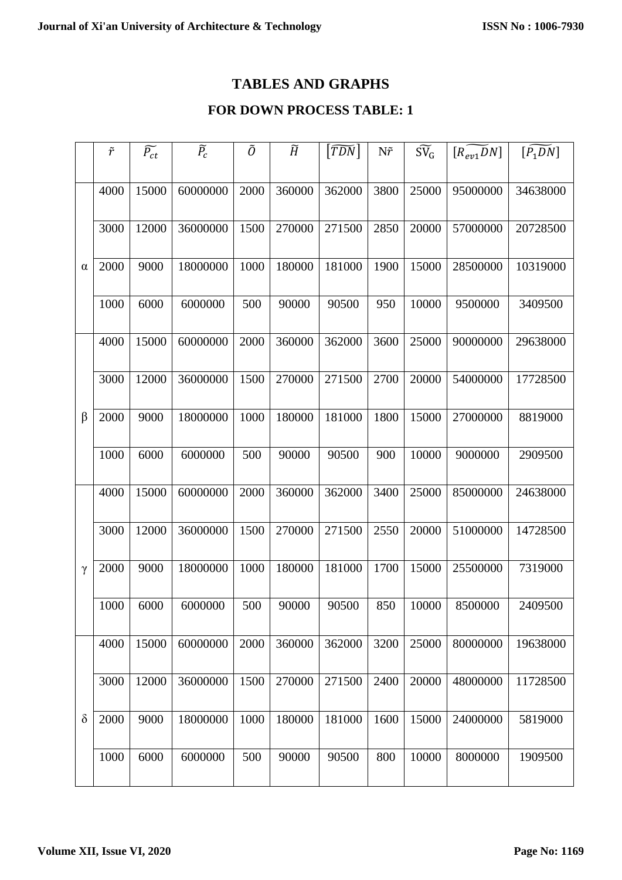# TABLES AND GRAPHS

## FOR DOWN PROCESS TABLE: 1

| | $\tilde{r}$ | $\widetilde{P_{ct}}$ | $\widetilde{P_c}$ | $\tilde{O}$ | $\widetilde{H}$ | $[\widetilde{TDN}]$ | N$\tilde{r}$ | $\widetilde{SV_G}$ | $[\widetilde{R_{ev1}DN}]$ | $[\widetilde{P_1DN}]$ |
|---|---|---|---|---|---|---|---|---|---|---|
| α | 4000 | 15000 | 60000000 | 2000 | 360000 | 362000 | 3800 | 25000 | 95000000 | 34638000 |
| | 3000 | 12000 | 36000000 | 1500 | 270000 | 271500 | 2850 | 20000 | 57000000 | 20728500 |
| | 2000 | 9000 | 18000000 | 1000 | 180000 | 181000 | 1900 | 15000 | 28500000 | 10319000 |
| | 1000 | 6000 | 6000000 | 500 | 90000 | 90500 | 950 | 10000 | 9500000 | 3409500 |
| β | 4000 | 15000 | 60000000 | 2000 | 360000 | 362000 | 3600 | 25000 | 90000000 | 29638000 |
| | 3000 | 12000 | 36000000 | 1500 | 270000 | 271500 | 2700 | 20000 | 54000000 | 17728500 |
| | 2000 | 9000 | 18000000 | 1000 | 180000 | 181000 | 1800 | 15000 | 27000000 | 8819000 |
| | 1000 | 6000 | 6000000 | 500 | 90000 | 90500 | 900 | 10000 | 9000000 | 2909500 |
| γ | 4000 | 15000 | 60000000 | 2000 | 360000 | 362000 | 3400 | 25000 | 85000000 | 24638000 |
| | 3000 | 12000 | 36000000 | 1500 | 270000 | 271500 | 2550 | 20000 | 51000000 | 14728500 |
| | 2000 | 9000 | 18000000 | 1000 | 180000 | 181000 | 1700 | 15000 | 25500000 | 7319000 |
| | 1000 | 6000 | 6000000 | 500 | 90000 | 90500 | 850 | 10000 | 8500000 | 2409500 |
| δ | 4000 | 15000 | 60000000 | 2000 | 360000 | 362000 | 3200 | 25000 | 80000000 | 19638000 |
| | 3000 | 12000 | 36000000 | 1500 | 270000 | 271500 | 2400 | 20000 | 48000000 | 11728500 |
| | 2000 | 9000 | 18000000 | 1000 | 180000 | 181000 | 1600 | 15000 | 24000000 | 5819000 |
| | 1000 | 6000 | 6000000 | 500 | 90000 | 90500 | 800 | 10000 | 8000000 | 1909500 |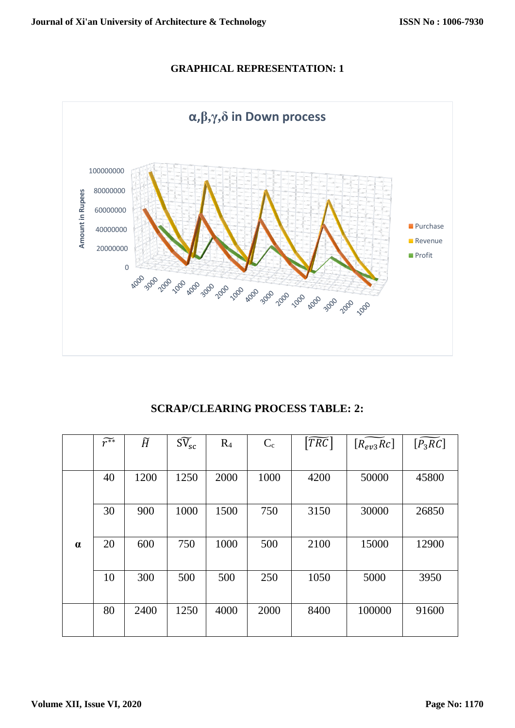## GRAPHICAL REPRESENTATION: 1

## SCRAP/CLEARING PROCESS TABLE: 2:

| | $\widetilde{r^{**}}$ | $\widetilde{H}$ | $\widetilde{SV}_{sc}$ | $R_4$ | $C_c$ | $\left[\widetilde{TRC}\right]$ | $[\widetilde{R_{ev3}Rc}]$ | $[\widetilde{P_3RC}]$ |
|---|---|---|---|---|---|---|---|---|
| | 40 | 1200 | 1250 | 2000 | 1000 | 4200 | 50000 | 45800 |
| | 30 | 900 | 1000 | 1500 | 750 | 3150 | 30000 | 26850 |
| **α** | 20 | 600 | 750 | 1000 | 500 | 2100 | 15000 | 12900 |
| | 10 | 300 | 500 | 500 | 250 | 1050 | 5000 | 3950 |
| | 80 | 2400 | 1250 | 4000 | 2000 | 8400 | 100000 | 91600 |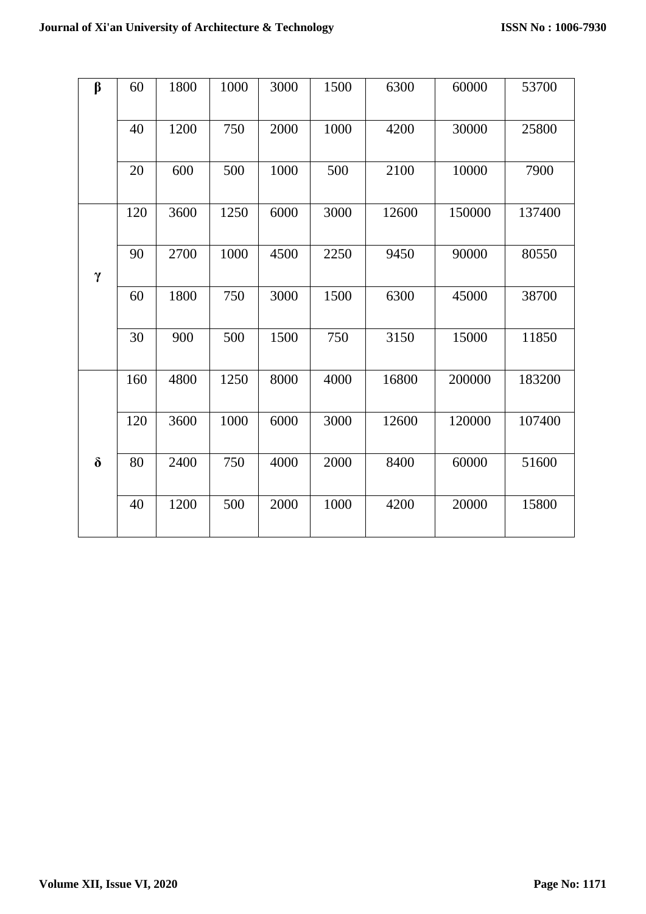| β | 60 | 1800 | 1000 | 3000 | 1500 | 6300 | 60000 | 53700 |
|---|---|---|---|---|---|---|---|---|
| | 40 | 1200 | 750 | 2000 | 1000 | 4200 | 30000 | 25800 |
| | 20 | 600 | 500 | 1000 | 500 | 2100 | 10000 | 7900 |
| γ | 120 | 3600 | 1250 | 6000 | 3000 | 12600 | 150000 | 137400 |
| | 90 | 2700 | 1000 | 4500 | 2250 | 9450 | 90000 | 80550 |
| | 60 | 1800 | 750 | 3000 | 1500 | 6300 | 45000 | 38700 |
| | 30 | 900 | 500 | 1500 | 750 | 3150 | 15000 | 11850 |
| δ | 160 | 4800 | 1250 | 8000 | 4000 | 16800 | 200000 | 183200 |
| | 120 | 3600 | 1000 | 6000 | 3000 | 12600 | 120000 | 107400 |
| | 80 | 2400 | 750 | 4000 | 2000 | 8400 | 60000 | 51600 |
| | 40 | 1200 | 500 | 2000 | 1000 | 4200 | 20000 | 15800 |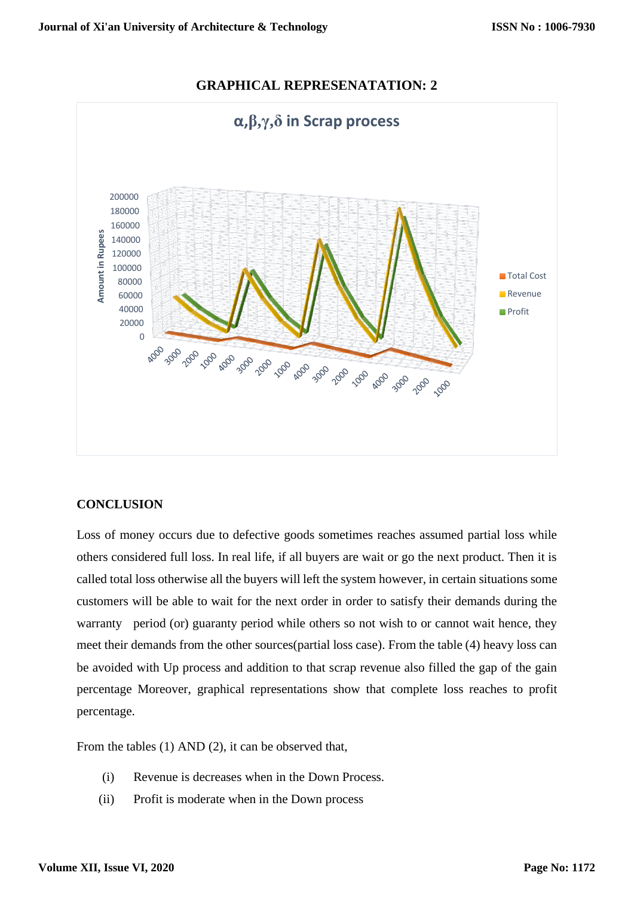## GRAPHICAL REPRESENATATION: 2

## CONCLUSION

Loss of money occurs due to defective goods sometimes reaches assumed partial loss while others considered full loss. In real life, if all buyers are wait or go the next product. Then it is called total loss otherwise all the buyers will left the system however, in certain situations some customers will be able to wait for the next order in order to satisfy their demands during the warranty period (or) guaranty period while others so not wish to or cannot wait hence, they meet their demands from the other sources(partial loss case). From the table (4) heavy loss can be avoided with Up process and addition to that scrap revenue also filled the gap of the gain percentage Moreover, graphical representations show that complete loss reaches to profit percentage.

From the tables (1) AND (2), it can be observed that,

(i) Revenue is decreases when in the Down Process.

(ii) Profit is moderate when in the Down process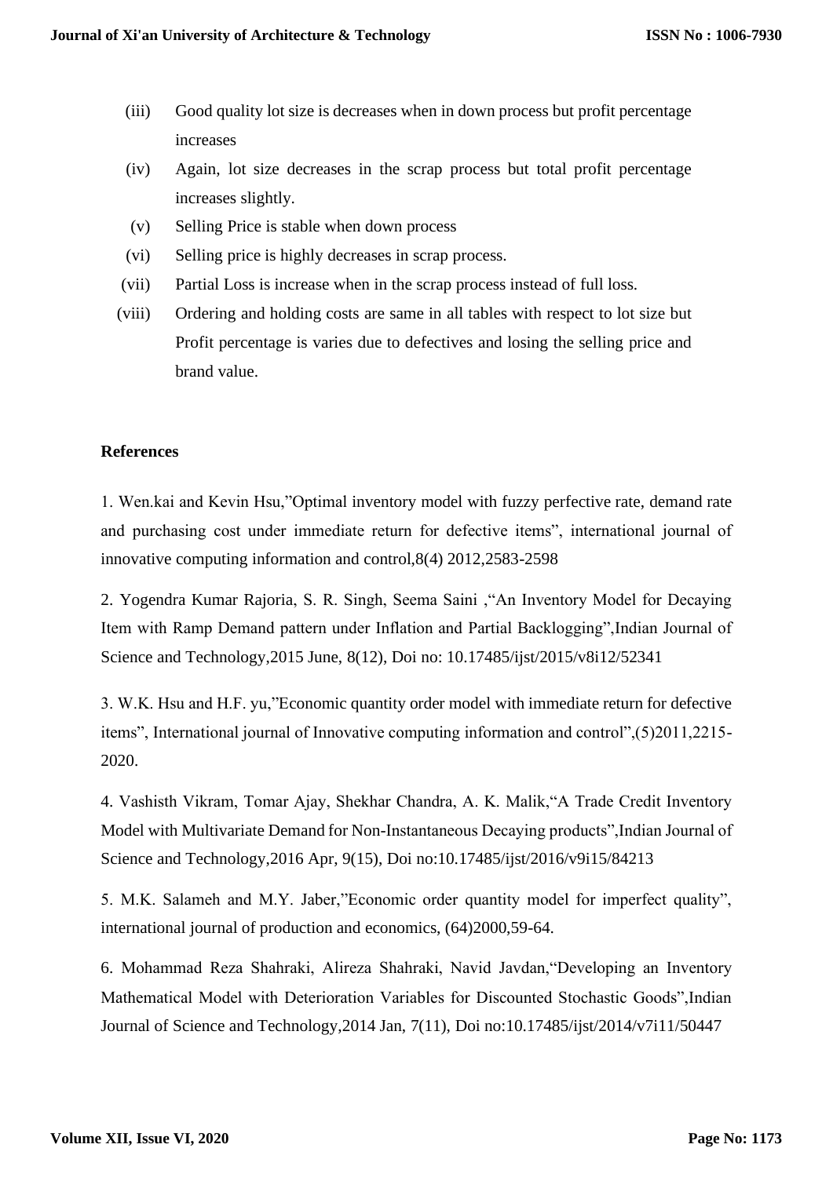(iii) Good quality lot size is decreases when in down process but profit percentage increases

(iv) Again, lot size decreases in the scrap process but total profit percentage increases slightly.

(v) Selling Price is stable when down process

(vi) Selling price is highly decreases in scrap process.

(vii) Partial Loss is increase when in the scrap process instead of full loss.

(viii) Ordering and holding costs are same in all tables with respect to lot size but Profit percentage is varies due to defectives and losing the selling price and brand value.

**References**

1. Wen.kai and Kevin Hsu,"Optimal inventory model with fuzzy perfective rate, demand rate and purchasing cost under immediate return for defective items", international journal of innovative computing information and control,8(4) 2012,2583-2598

2. Yogendra Kumar Rajoria, S. R. Singh, Seema Saini ,"An Inventory Model for Decaying Item with Ramp Demand pattern under Inflation and Partial Backlogging",Indian Journal of Science and Technology,2015 June, 8(12), Doi no: 10.17485/ijst/2015/v8i12/52341

3. W.K. Hsu and H.F. yu,"Economic quantity order model with immediate return for defective items", International journal of Innovative computing information and control",(5)2011,2215-2020.

4. Vashisth Vikram, Tomar Ajay, Shekhar Chandra, A. K. Malik,"A Trade Credit Inventory Model with Multivariate Demand for Non-Instantaneous Decaying products",Indian Journal of Science and Technology,2016 Apr, 9(15), Doi no:10.17485/ijst/2016/v9i15/84213

5. M.K. Salameh and M.Y. Jaber,"Economic order quantity model for imperfect quality", international journal of production and economics, (64)2000,59-64.

6. Mohammad Reza Shahraki, Alireza Shahraki, Navid Javdan,"Developing an Inventory Mathematical Model with Deterioration Variables for Discounted Stochastic Goods",Indian Journal of Science and Technology,2014 Jan, 7(11), Doi no:10.17485/ijst/2014/v7i11/50447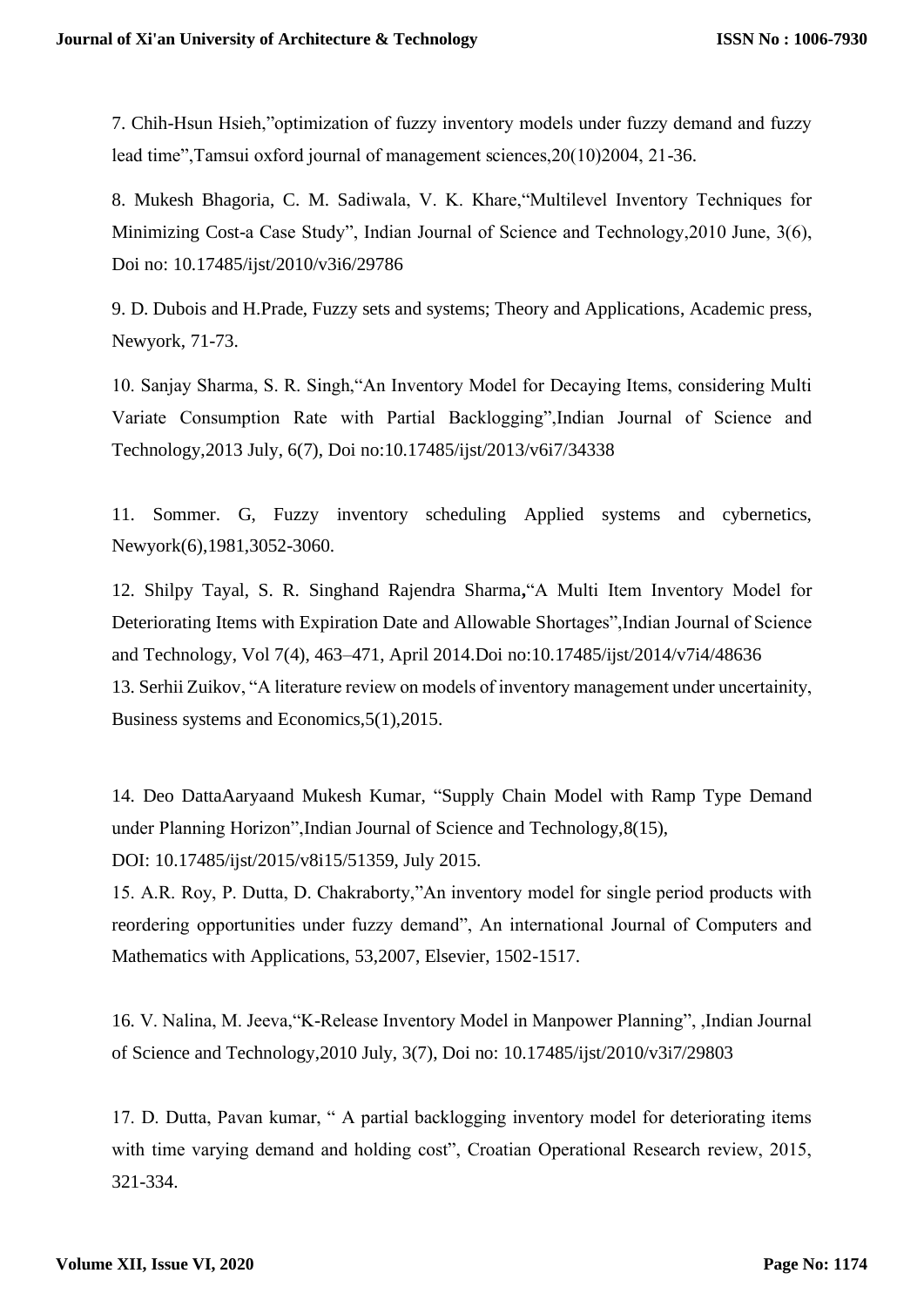7. Chih-Hsun Hsieh,"optimization of fuzzy inventory models under fuzzy demand and fuzzy lead time",Tamsui oxford journal of management sciences,20(10)2004, 21-36.

8. Mukesh Bhagoria, C. M. Sadiwala, V. K. Khare,"Multilevel Inventory Techniques for Minimizing Cost-a Case Study", Indian Journal of Science and Technology,2010 June, 3(6), Doi no: 10.17485/ijst/2010/v3i6/29786

9. D. Dubois and H.Prade, Fuzzy sets and systems; Theory and Applications, Academic press, Newyork, 71-73.

10. Sanjay Sharma, S. R. Singh,"An Inventory Model for Decaying Items, considering Multi Variate Consumption Rate with Partial Backlogging",Indian Journal of Science and Technology,2013 July, 6(7), Doi no:10.17485/ijst/2013/v6i7/34338

11. Sommer. G, Fuzzy inventory scheduling Applied systems and cybernetics, Newyork(6),1981,3052-3060.

12. Shilpy Tayal, S. R. Singhand Rajendra Sharma,"A Multi Item Inventory Model for Deteriorating Items with Expiration Date and Allowable Shortages",Indian Journal of Science and Technology, Vol 7(4), 463–471, April 2014.Doi no:10.17485/ijst/2014/v7i4/48636

13. Serhii Zuikov, "A literature review on models of inventory management under uncertainity, Business systems and Economics,5(1),2015.

14. Deo DattaAaryaand Mukesh Kumar, "Supply Chain Model with Ramp Type Demand under Planning Horizon",Indian Journal of Science and Technology,8(15), DOI: 10.17485/ijst/2015/v8i15/51359, July 2015.

15. A.R. Roy, P. Dutta, D. Chakraborty,"An inventory model for single period products with reordering opportunities under fuzzy demand", An international Journal of Computers and Mathematics with Applications, 53,2007, Elsevier, 1502-1517.

16. V. Nalina, M. Jeeva,"K-Release Inventory Model in Manpower Planning", ,Indian Journal of Science and Technology,2010 July, 3(7), Doi no: 10.17485/ijst/2010/v3i7/29803

17. D. Dutta, Pavan kumar, " A partial backlogging inventory model for deteriorating items with time varying demand and holding cost", Croatian Operational Research review, 2015, 321-334.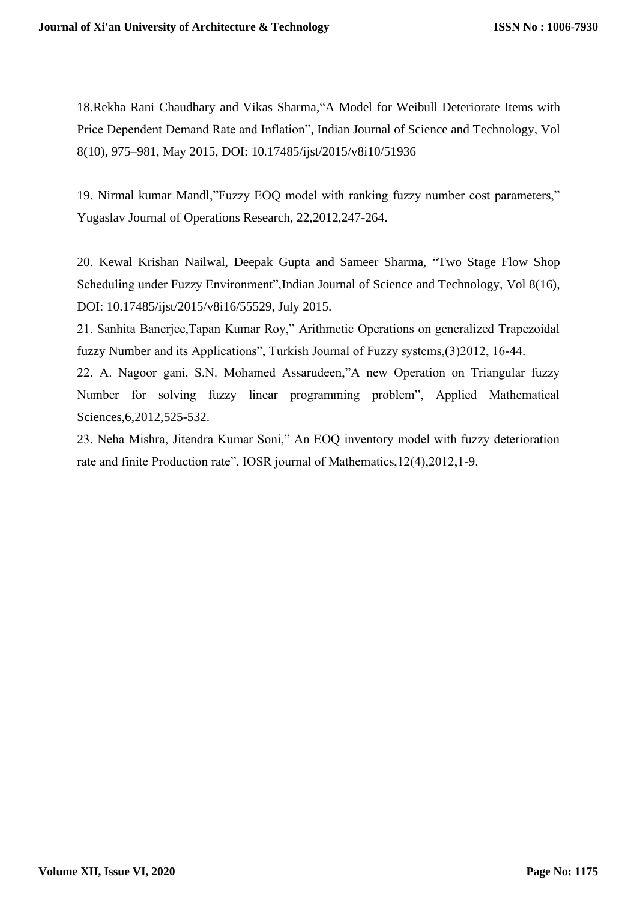18.Rekha Rani Chaudhary and Vikas Sharma,"A Model for Weibull Deteriorate Items with Price Dependent Demand Rate and Inflation", Indian Journal of Science and Technology, Vol 8(10), 975–981, May 2015, DOI: 10.17485/ijst/2015/v8i10/51936

19. Nirmal kumar Mandl,"Fuzzy EOQ model with ranking fuzzy number cost parameters," Yugaslav Journal of Operations Research, 22,2012,247-264.

20. Kewal Krishan Nailwal, Deepak Gupta and Sameer Sharma, "Two Stage Flow Shop Scheduling under Fuzzy Environment",Indian Journal of Science and Technology, Vol 8(16), DOI: 10.17485/ijst/2015/v8i16/55529, July 2015.

21. Sanhita Banerjee,Tapan Kumar Roy," Arithmetic Operations on generalized Trapezoidal fuzzy Number and its Applications", Turkish Journal of Fuzzy systems,(3)2012, 16-44.

22. A. Nagoor gani, S.N. Mohamed Assarudeen,"A new Operation on Triangular fuzzy Number for solving fuzzy linear programming problem", Applied Mathematical Sciences,6,2012,525-532.

23. Neha Mishra, Jitendra Kumar Soni," An EOQ inventory model with fuzzy deterioration rate and finite Production rate", IOSR journal of Mathematics,12(4),2012,1-9.